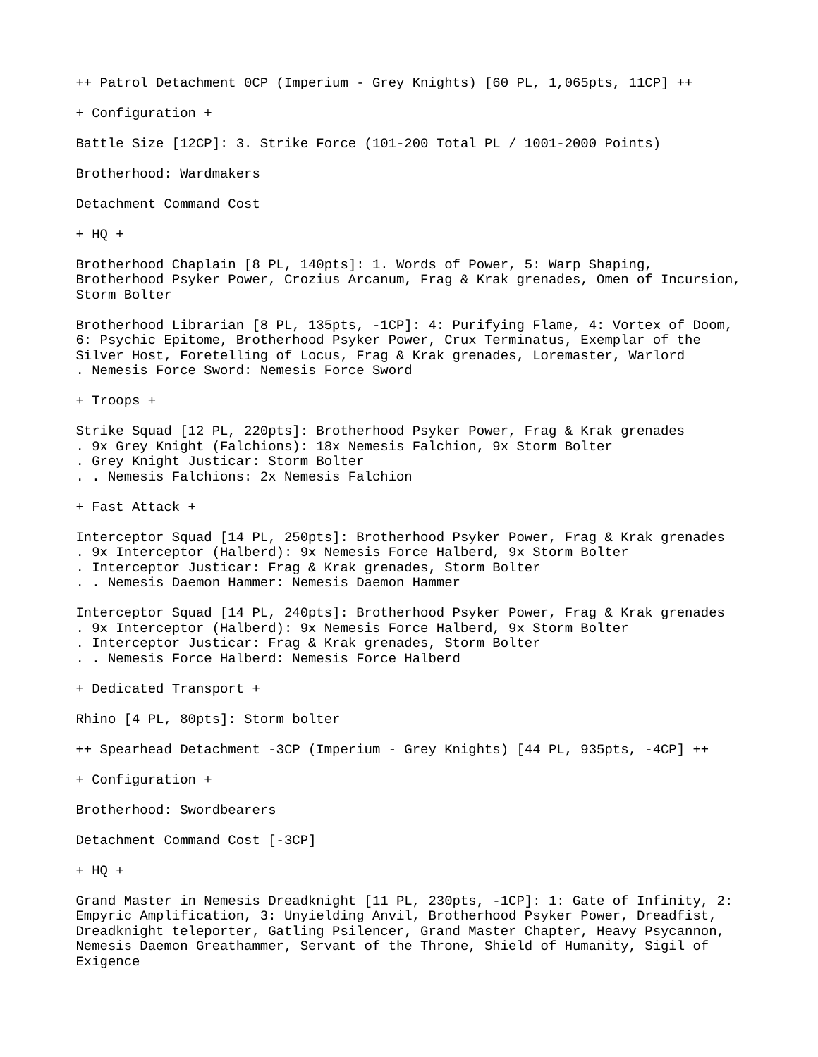++ Patrol Detachment 0CP (Imperium - Grey Knights) [60 PL, 1,065pts, 11CP] ++

+ Configuration +

Battle Size [12CP]: 3. Strike Force (101-200 Total PL / 1001-2000 Points)

Brotherhood: Wardmakers

Detachment Command Cost

+ HQ +

Brotherhood Chaplain [8 PL, 140pts]: 1. Words of Power, 5: Warp Shaping, Brotherhood Psyker Power, Crozius Arcanum, Frag & Krak grenades, Omen of Incursion, Storm Bolter

Brotherhood Librarian [8 PL, 135pts, -1CP]: 4: Purifying Flame, 4: Vortex of Doom, 6: Psychic Epitome, Brotherhood Psyker Power, Crux Terminatus, Exemplar of the Silver Host, Foretelling of Locus, Frag & Krak grenades, Loremaster, Warlord
. Nemesis Force Sword: Nemesis Force Sword

+ Troops +

Strike Squad [12 PL, 220pts]: Brotherhood Psyker Power, Frag & Krak grenades
. 9x Grey Knight (Falchions): 18x Nemesis Falchion, 9x Storm Bolter
. Grey Knight Justicar: Storm Bolter
. . Nemesis Falchions: 2x Nemesis Falchion

+ Fast Attack +

Interceptor Squad [14 PL, 250pts]: Brotherhood Psyker Power, Frag & Krak grenades
. 9x Interceptor (Halberd): 9x Nemesis Force Halberd, 9x Storm Bolter
. Interceptor Justicar: Frag & Krak grenades, Storm Bolter
. . Nemesis Daemon Hammer: Nemesis Daemon Hammer

Interceptor Squad [14 PL, 240pts]: Brotherhood Psyker Power, Frag & Krak grenades
. 9x Interceptor (Halberd): 9x Nemesis Force Halberd, 9x Storm Bolter
. Interceptor Justicar: Frag & Krak grenades, Storm Bolter
. . Nemesis Force Halberd: Nemesis Force Halberd

+ Dedicated Transport +

Rhino [4 PL, 80pts]: Storm bolter

++ Spearhead Detachment -3CP (Imperium - Grey Knights) [44 PL, 935pts, -4CP] ++

+ Configuration +

Brotherhood: Swordbearers

Detachment Command Cost [-3CP]

+ HQ +

Grand Master in Nemesis Dreadknight [11 PL, 230pts, -1CP]: 1: Gate of Infinity, 2: Empyric Amplification, 3: Unyielding Anvil, Brotherhood Psyker Power, Dreadfist, Dreadknight teleporter, Gatling Psilencer, Grand Master Chapter, Heavy Psycannon, Nemesis Daemon Greathammer, Servant of the Throne, Shield of Humanity, Sigil of Exigence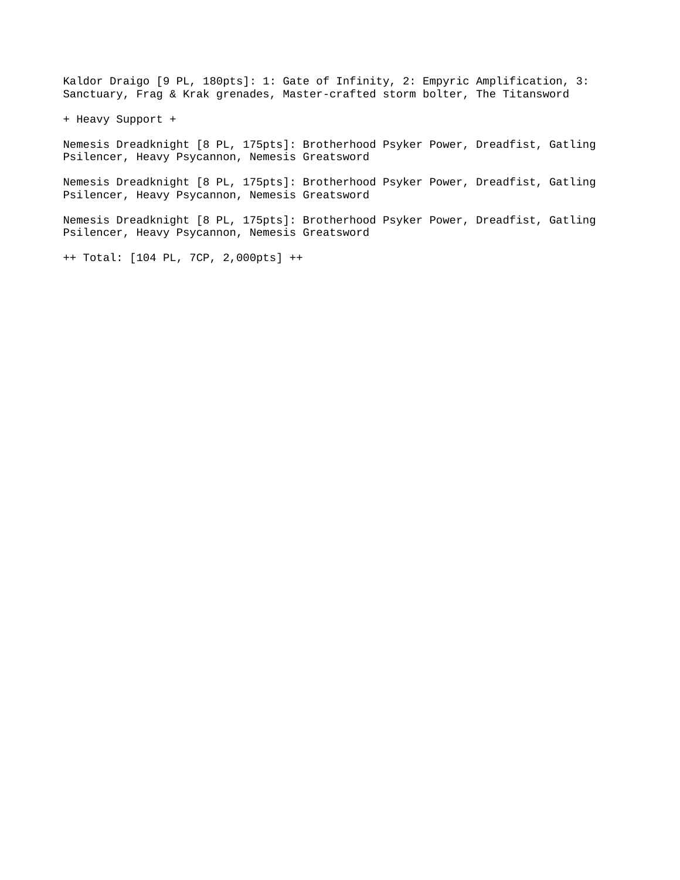Kaldor Draigo [9 PL, 180pts]: 1: Gate of Infinity, 2: Empyric Amplification, 3: Sanctuary, Frag & Krak grenades, Master-crafted storm bolter, The Titansword

+ Heavy Support +

Nemesis Dreadknight [8 PL, 175pts]: Brotherhood Psyker Power, Dreadfist, Gatling Psilencer, Heavy Psycannon, Nemesis Greatsword

Nemesis Dreadknight [8 PL, 175pts]: Brotherhood Psyker Power, Dreadfist, Gatling Psilencer, Heavy Psycannon, Nemesis Greatsword

Nemesis Dreadknight [8 PL, 175pts]: Brotherhood Psyker Power, Dreadfist, Gatling Psilencer, Heavy Psycannon, Nemesis Greatsword

++ Total: [104 PL, 7CP, 2,000pts] ++